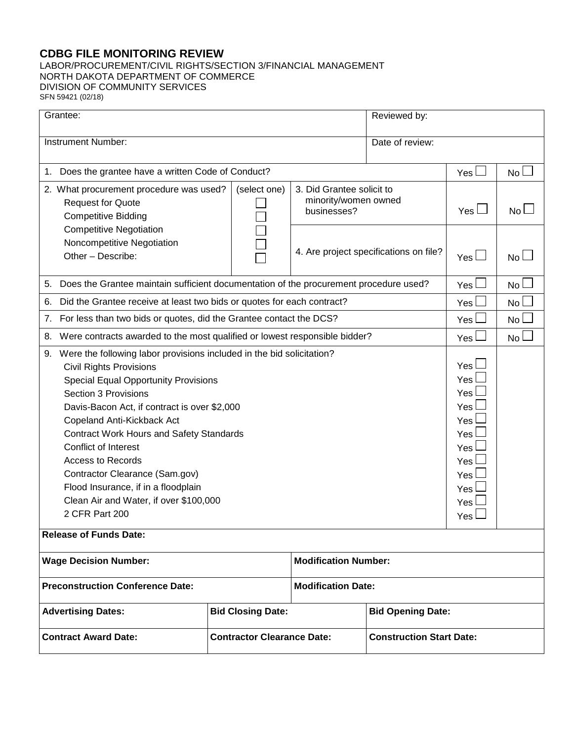# CDBG FILE MONITORING REVIEW

LABOR/PROCUREMENT/CIVIL RIGHTS/SECTION 3/FINANCIAL MANAGEMENT
NORTH DAKOTA DEPARTMENT OF COMMERCE
DIVISION OF COMMUNITY SERVICES
SFN 59421 (02/18)

| Grantee: | Reviewed by: |
|---|---|
| Instrument Number: | Date of review: |

| Question | | |
|---|---|---|
| 1. Does the grantee have a written Code of Conduct? | Yes ☐ | No ☐ |

| 2. What procurement procedure was used? | (select one) | | | |
|---|---|---|---|---|
| Request for Quote | ☐ | 3. Did Grantee solicit to minority/women owned businesses? | Yes ☐ | No ☐ |
| Competitive Bidding | ☐ | | | |
| Competitive Negotiation | ☐ | 4. Are project specifications on file? | Yes ☐ | No ☐ |
| Noncompetitive Negotiation | ☐ | | | |
| Other – Describe: | ☐ | | | |

| Question | | |
|---|---|---|
| 5. Does the Grantee maintain sufficient documentation of the procurement procedure used? | Yes ☐ | No ☐ |
| 6. Did the Grantee receive at least two bids or quotes for each contract? | Yes ☐ | No ☐ |
| 7. For less than two bids or quotes, did the Grantee contact the DCS? | Yes ☐ | No ☐ |
| 8. Were contracts awarded to the most qualified or lowest responsible bidder? | Yes ☐ | No ☐ |

9. Were the following labor provisions included in the bid solicitation?

| Provision | |
|---|---|
| Civil Rights Provisions | Yes ☐ |
| Special Equal Opportunity Provisions | Yes ☐ |
| Section 3 Provisions | Yes ☐ |
| Davis-Bacon Act, if contract is over $2,000 | Yes ☐ |
| Copeland Anti-Kickback Act | Yes ☐ |
| Contract Work Hours and Safety Standards | Yes ☐ |
| Conflict of Interest | Yes ☐ |
| Access to Records | Yes ☐ |
| Contractor Clearance (Sam.gov) | Yes ☐ |
| Flood Insurance, if in a floodplain | Yes ☐ |
| Clean Air and Water, if over $100,000 | Yes ☐ |
| 2 CFR Part 200 | Yes ☐ |

**Release of Funds Date:**

| | |
|---|---|
| **Wage Decision Number:** | **Modification Number:** |
| **Preconstruction Conference Date:** | **Modification Date:** |

| | | |
|---|---|---|
| **Advertising Dates:** | **Bid Closing Date:** | **Bid Opening Date:** |
| **Contract Award Date:** | **Contractor Clearance Date:** | **Construction Start Date:** |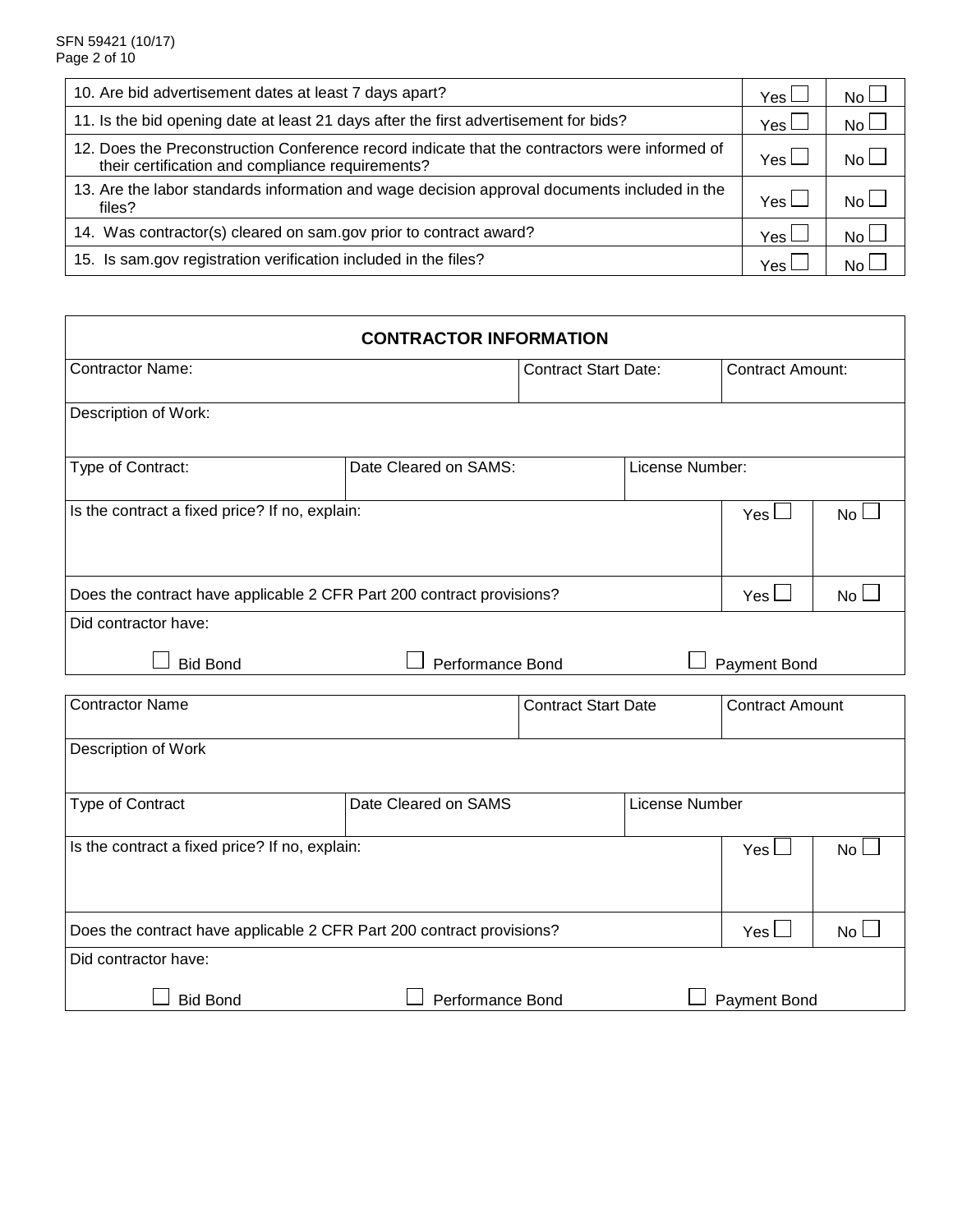| Question | Yes | No |
|---|---|---|
| 10. Are bid advertisement dates at least 7 days apart? | Yes ☐ | No ☐ |
| 11. Is the bid opening date at least 21 days after the first advertisement for bids? | Yes ☐ | No ☐ |
| 12. Does the Preconstruction Conference record indicate that the contractors were informed of their certification and compliance requirements? | Yes ☐ | No ☐ |
| 13. Are the labor standards information and wage decision approval documents included in the files? | Yes ☐ | No ☐ |
| 14. Was contractor(s) cleared on sam.gov prior to contract award? | Yes ☐ | No ☐ |
| 15. Is sam.gov registration verification included in the files? | Yes ☐ | No ☐ |

## CONTRACTOR INFORMATION

| Contractor Name: | | Contract Start Date: | Contract Amount: | |
|---|---|---|---|---|
| Description of Work: | | | | |
| Type of Contract: | Date Cleared on SAMS: | License Number: | | |
| Is the contract a fixed price? If no, explain: | | | Yes ☐ | No ☐ |
| Does the contract have applicable 2 CFR Part 200 contract provisions? | | | Yes ☐ | No ☐ |
| Did contractor have: ☐ Bid Bond ☐ Performance Bond ☐ Payment Bond | | | | |

| Contractor Name | | Contract Start Date | Contract Amount | |
|---|---|---|---|---|
| Description of Work | | | | |
| Type of Contract | Date Cleared on SAMS | License Number | | |
| Is the contract a fixed price? If no, explain: | | | Yes ☐ | No ☐ |
| Does the contract have applicable 2 CFR Part 200 contract provisions? | | | Yes ☐ | No ☐ |
| Did contractor have: ☐ Bid Bond ☐ Performance Bond ☐ Payment Bond | | | | |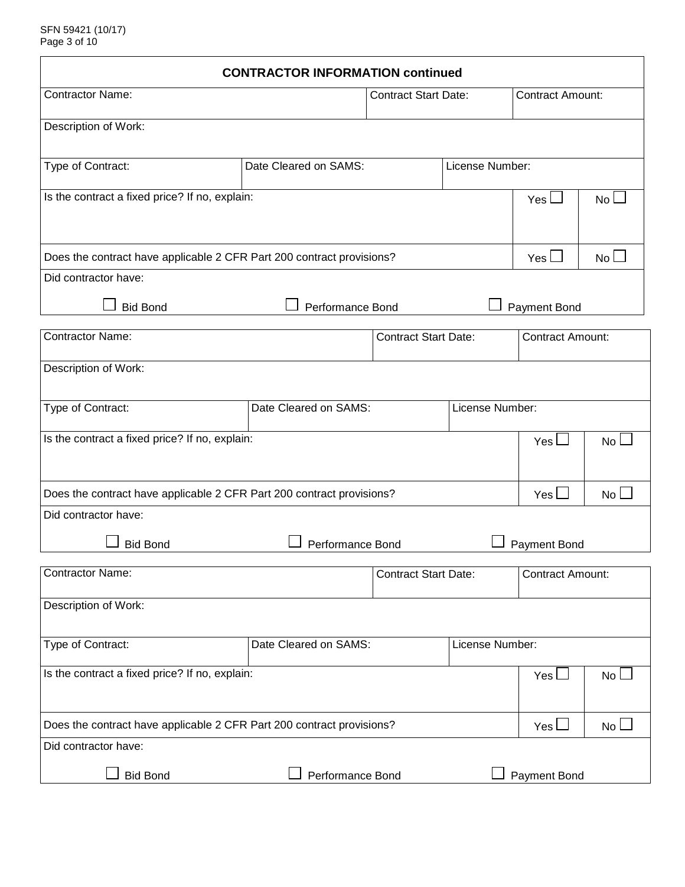## CONTRACTOR INFORMATION continued

| Contractor Name: | Contract Start Date: | Contract Amount: |
|---|---|---|
| Description of Work: | | |
| Type of Contract: | Date Cleared on SAMS: | License Number: |
| Is the contract a fixed price? If no, explain: | Yes ☐ | No ☐ |
| Does the contract have applicable 2 CFR Part 200 contract provisions? | Yes ☐ | No ☐ |
| Did contractor have: ☐ Bid Bond | ☐ Performance Bond | ☐ Payment Bond |

| Contractor Name: | Contract Start Date: | Contract Amount: |
|---|---|---|
| Description of Work: | | |
| Type of Contract: | Date Cleared on SAMS: | License Number: |
| Is the contract a fixed price? If no, explain: | Yes ☐ | No ☐ |
| Does the contract have applicable 2 CFR Part 200 contract provisions? | Yes ☐ | No ☐ |
| Did contractor have: ☐ Bid Bond | ☐ Performance Bond | ☐ Payment Bond |

| Contractor Name: | Contract Start Date: | Contract Amount: |
|---|---|---|
| Description of Work: | | |
| Type of Contract: | Date Cleared on SAMS: | License Number: |
| Is the contract a fixed price? If no, explain: | Yes ☐ | No ☐ |
| Does the contract have applicable 2 CFR Part 200 contract provisions? | Yes ☐ | No ☐ |
| Did contractor have: ☐ Bid Bond | ☐ Performance Bond | ☐ Payment Bond |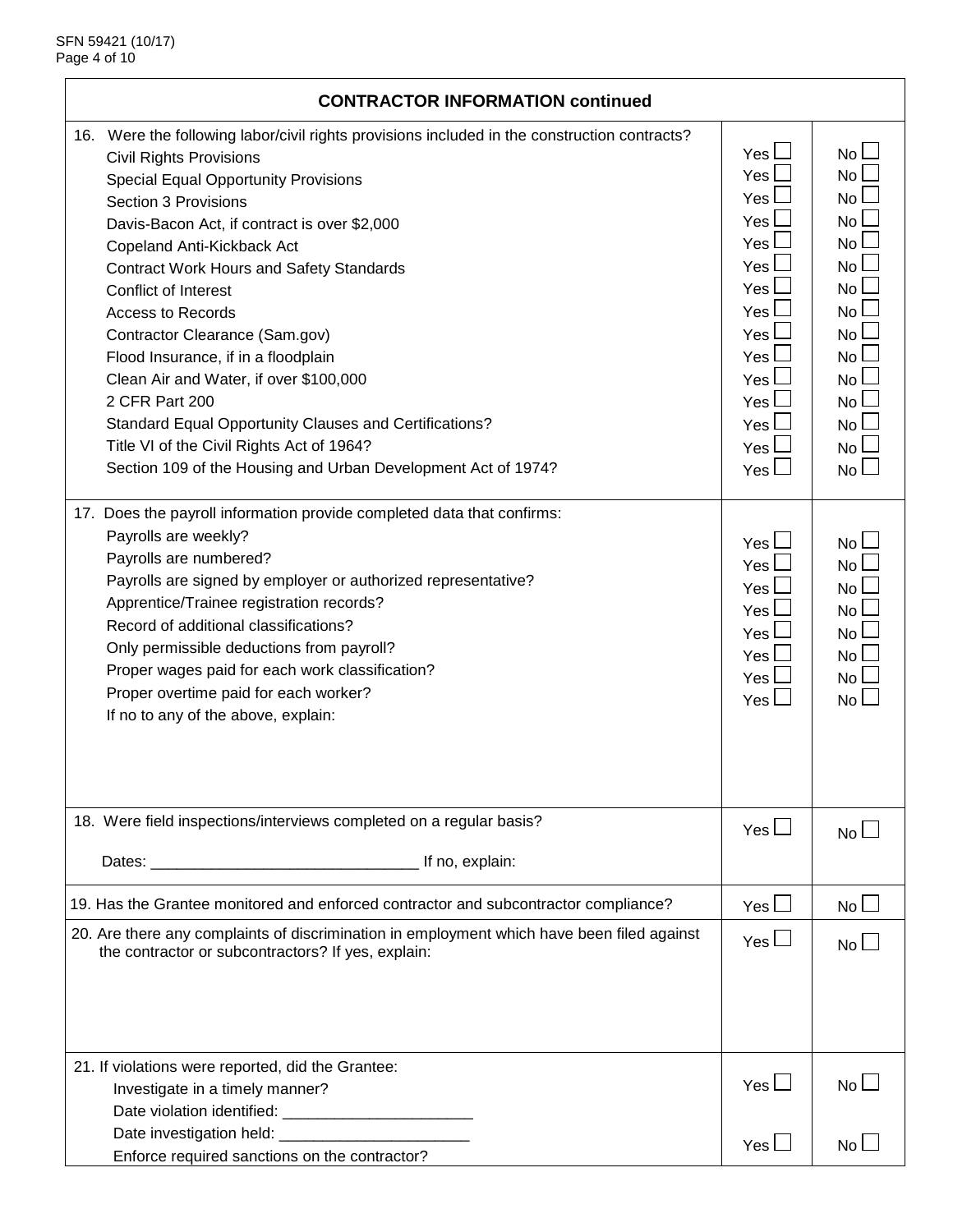## CONTRACTOR INFORMATION continued

| | | |
|---|---|---|
| 16. Were the following labor/civil rights provisions included in the construction contracts? | | |
| Civil Rights Provisions | Yes ☐ | No ☐ |
| Special Equal Opportunity Provisions | Yes ☐ | No ☐ |
| Section 3 Provisions | Yes ☐ | No ☐ |
| Davis-Bacon Act, if contract is over $2,000 | Yes ☐ | No ☐ |
| Copeland Anti-Kickback Act | Yes ☐ | No ☐ |
| Contract Work Hours and Safety Standards | Yes ☐ | No ☐ |
| Conflict of Interest | Yes ☐ | No ☐ |
| Access to Records | Yes ☐ | No ☐ |
| Contractor Clearance (Sam.gov) | Yes ☐ | No ☐ |
| Flood Insurance, if in a floodplain | Yes ☐ | No ☐ |
| Clean Air and Water, if over $100,000 | Yes ☐ | No ☐ |
| 2 CFR Part 200 | Yes ☐ | No ☐ |
| Standard Equal Opportunity Clauses and Certifications? | Yes ☐ | No ☐ |
| Title VI of the Civil Rights Act of 1964? | Yes ☐ | No ☐ |
| Section 109 of the Housing and Urban Development Act of 1974? | Yes ☐ | No ☐ |
| 17. Does the payroll information provide completed data that confirms: | | |
| Payrolls are weekly? | Yes ☐ | No ☐ |
| Payrolls are numbered? | Yes ☐ | No ☐ |
| Payrolls are signed by employer or authorized representative? | Yes ☐ | No ☐ |
| Apprentice/Trainee registration records? | Yes ☐ | No ☐ |
| Record of additional classifications? | Yes ☐ | No ☐ |
| Only permissible deductions from payroll? | Yes ☐ | No ☐ |
| Proper wages paid for each work classification? | Yes ☐ | No ☐ |
| Proper overtime paid for each worker? | Yes ☐ | No ☐ |
| If no to any of the above, explain: | | |
| 18. Were field inspections/interviews completed on a regular basis?<br>Dates: ______________________________ If no, explain: | Yes ☐ | No ☐ |
| 19. Has the Grantee monitored and enforced contractor and subcontractor compliance? | Yes ☐ | No ☐ |
| 20. Are there any complaints of discrimination in employment which have been filed against the contractor or subcontractors? If yes, explain: | Yes ☐ | No ☐ |
| 21. If violations were reported, did the Grantee: | | |
| Investigate in a timely manner?<br>Date violation identified: ______________________<br>Date investigation held: ______________________ | Yes ☐ | No ☐ |
| Enforce required sanctions on the contractor? | Yes ☐ | No ☐ |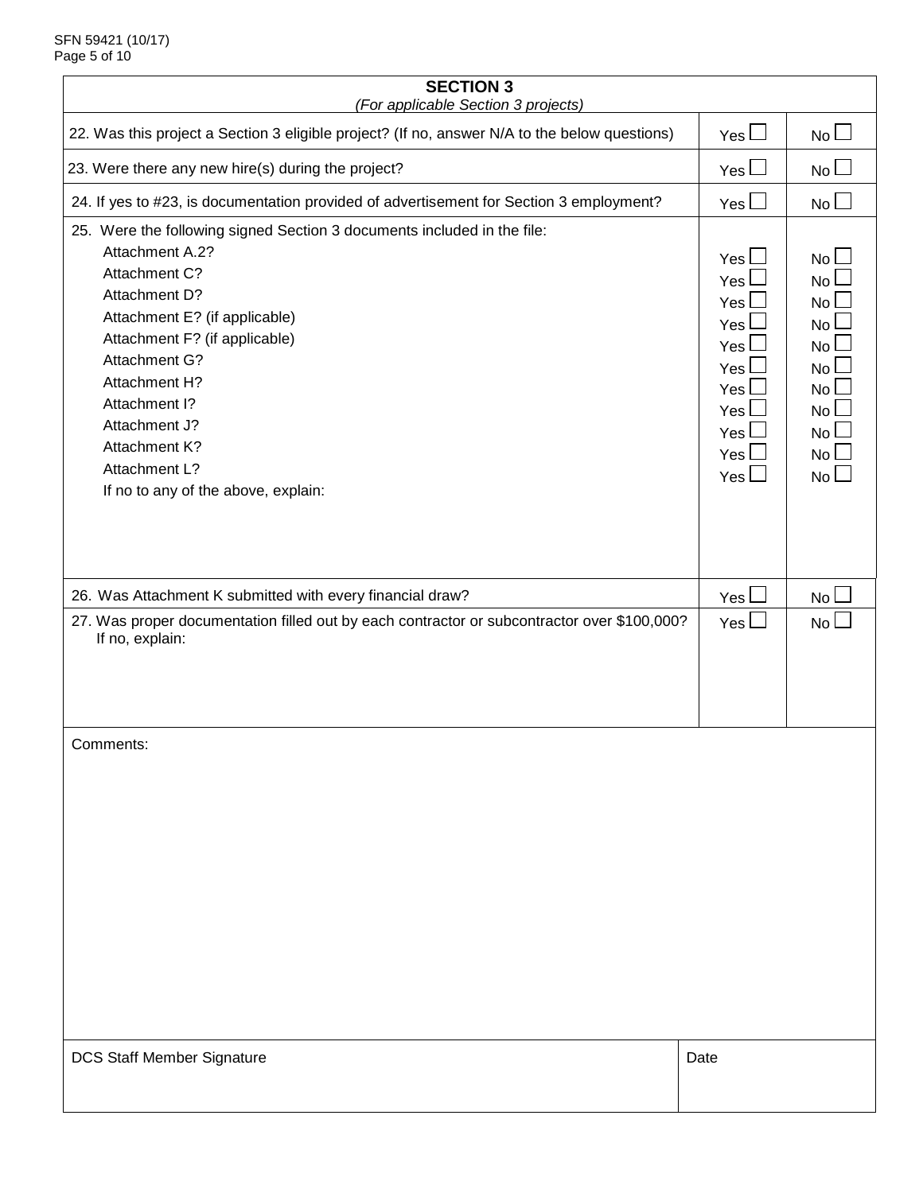## SECTION 3

*(For applicable Section 3 projects)*

| | | |
|---|---|---|
| 22. Was this project a Section 3 eligible project? (If no, answer N/A to the below questions) | Yes ☐ | No ☐ |
| 23. Were there any new hire(s) during the project? | Yes ☐ | No ☐ |
| 24. If yes to #23, is documentation provided of advertisement for Section 3 employment? | Yes ☐ | No ☐ |
| 25. Were the following signed Section 3 documents included in the file: | | |
| Attachment A.2? | Yes ☐ | No ☐ |
| Attachment C? | Yes ☐ | No ☐ |
| Attachment D? | Yes ☐ | No ☐ |
| Attachment E? (if applicable) | Yes ☐ | No ☐ |
| Attachment F? (if applicable) | Yes ☐ | No ☐ |
| Attachment G? | Yes ☐ | No ☐ |
| Attachment H? | Yes ☐ | No ☐ |
| Attachment I? | Yes ☐ | No ☐ |
| Attachment J? | Yes ☐ | No ☐ |
| Attachment K? | Yes ☐ | No ☐ |
| Attachment L? | Yes ☐ | No ☐ |
| If no to any of the above, explain: | | |
| 26. Was Attachment K submitted with every financial draw? | Yes ☐ | No ☐ |
| 27. Was proper documentation filled out by each contractor or subcontractor over $100,000? If no, explain: | Yes ☐ | No ☐ |

Comments:

| DCS Staff Member Signature | Date |
|---|---|
| | |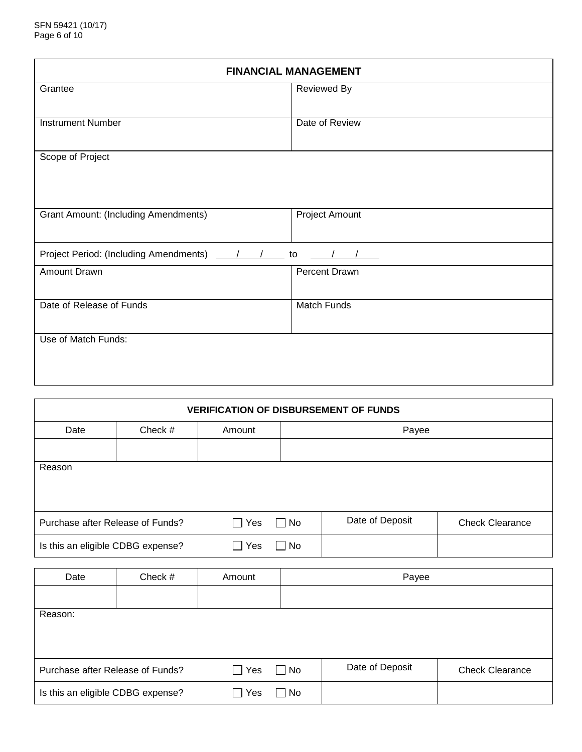## FINANCIAL MANAGEMENT

| Grantee | Reviewed By |
|---|---|
| | |
| **Instrument Number** | **Date of Review** |
| | |

| Scope of Project |
|---|
| |

| Grant Amount: (Including Amendments) | Project Amount |
|---|---|
| | |

Project Period: (Including Amendments) ____/____/____ to ____/____/____

| Amount Drawn | Percent Drawn |
|---|---|
| | |
| **Date of Release of Funds** | **Match Funds** |
| | |

| Use of Match Funds: |
|---|
| |

## VERIFICATION OF DISBURSEMENT OF FUNDS

| Date | Check # | Amount | Payee |
|---|---|---|---|
| | | | |

| Reason |
|---|
| |

| | | Date of Deposit | Check Clearance |
|---|---|---|---|
| Purchase after Release of Funds? | ☐ Yes ☐ No | | |
| Is this an eligible CDBG expense? | ☐ Yes ☐ No | | |

| Date | Check # | Amount | Payee |
|---|---|---|---|
| | | | |

| Reason: |
|---|
| |

| | | Date of Deposit | Check Clearance |
|---|---|---|---|
| Purchase after Release of Funds? | ☐ Yes ☐ No | | |
| Is this an eligible CDBG expense? | ☐ Yes ☐ No | | |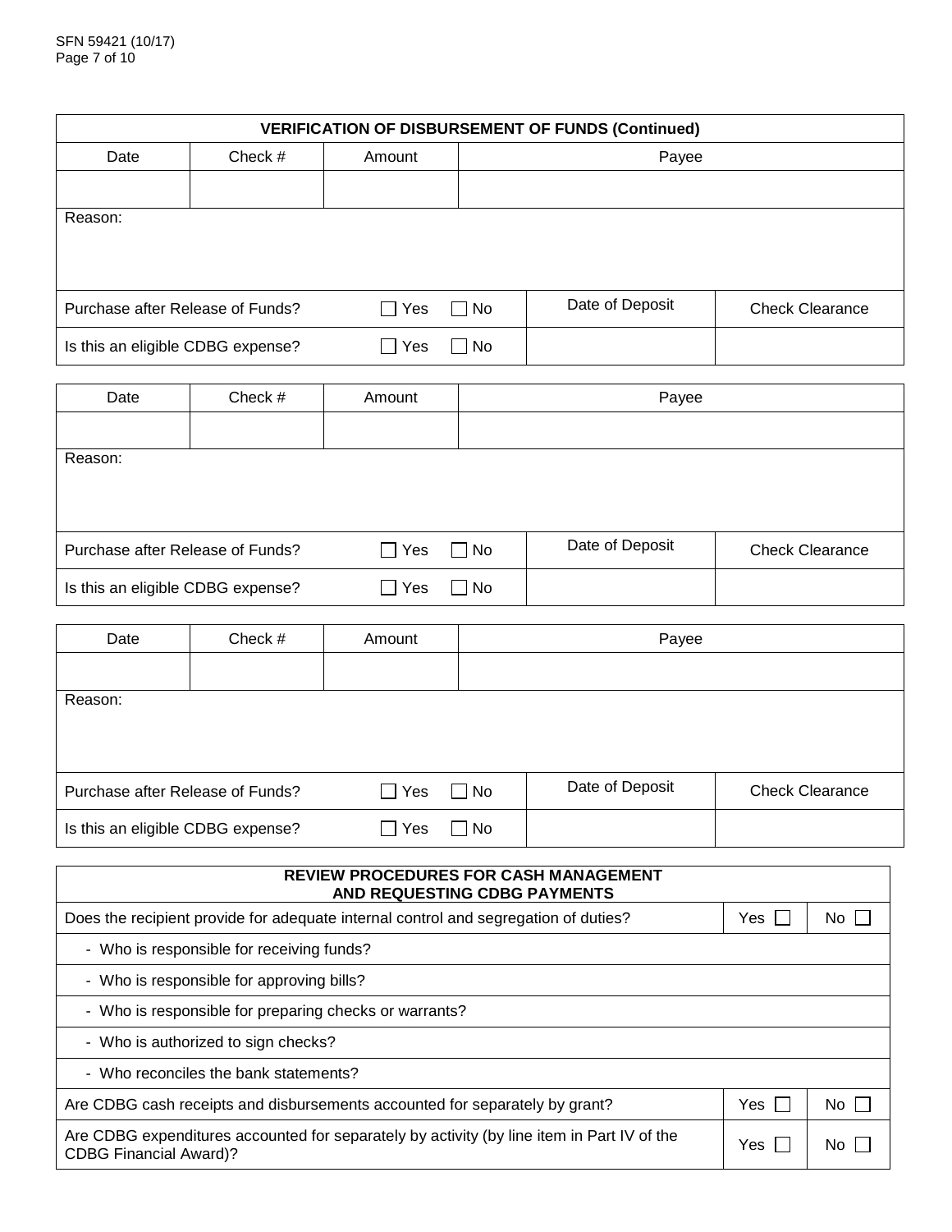## VERIFICATION OF DISBURSEMENT OF FUNDS (Continued)

| Date | Check # | Amount | Payee |
|---|---|---|---|
| | | | |

Reason:

| Purchase after Release of Funds? | ☐ Yes ☐ No | Date of Deposit | Check Clearance |
|---|---|---|---|
| Is this an eligible CDBG expense? | ☐ Yes ☐ No | | |

| Date | Check # | Amount | Payee |
|---|---|---|---|
| | | | |

Reason:

| Purchase after Release of Funds? | ☐ Yes ☐ No | Date of Deposit | Check Clearance |
|---|---|---|---|
| Is this an eligible CDBG expense? | ☐ Yes ☐ No | | |

| Date | Check # | Amount | Payee |
|---|---|---|---|
| | | | |

Reason:

| Purchase after Release of Funds? | ☐ Yes ☐ No | Date of Deposit | Check Clearance |
|---|---|---|---|
| Is this an eligible CDBG expense? | ☐ Yes ☐ No | | |

## REVIEW PROCEDURES FOR CASH MANAGEMENT AND REQUESTING CDBG PAYMENTS

| Question | Yes | No |
|---|---|---|
| Does the recipient provide for adequate internal control and segregation of duties? | Yes ☐ | No ☐ |
| - Who is responsible for receiving funds? | | |
| - Who is responsible for approving bills? | | |
| - Who is responsible for preparing checks or warrants? | | |
| - Who is authorized to sign checks? | | |
| - Who reconciles the bank statements? | | |
| Are CDBG cash receipts and disbursements accounted for separately by grant? | Yes ☐ | No ☐ |
| Are CDBG expenditures accounted for separately by activity (by line item in Part IV of the CDBG Financial Award)? | Yes ☐ | No ☐ |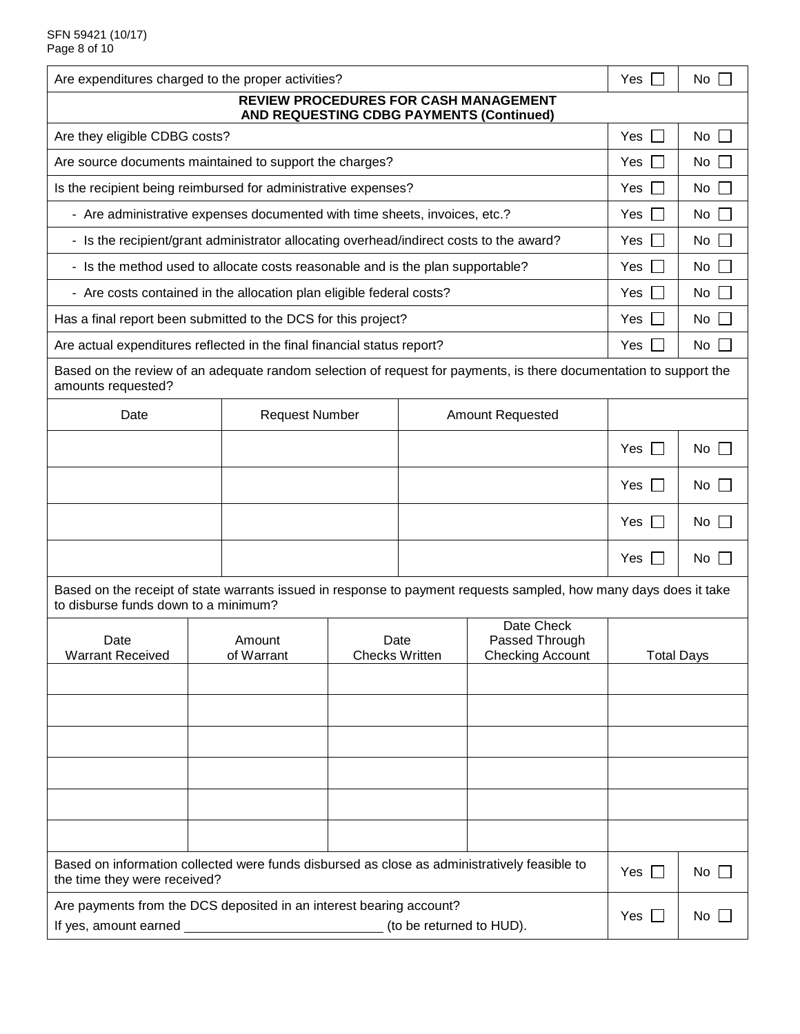| Question | Yes | No |
|---|---|---|
| Are expenditures charged to the proper activities? | Yes ☐ | No ☐ |
| **REVIEW PROCEDURES FOR CASH MANAGEMENT AND REQUESTING CDBG PAYMENTS (Continued)** | | |
| Are they eligible CDBG costs? | Yes ☐ | No ☐ |
| Are source documents maintained to support the charges? | Yes ☐ | No ☐ |
| Is the recipient being reimbursed for administrative expenses? | Yes ☐ | No ☐ |
| - Are administrative expenses documented with time sheets, invoices, etc.? | Yes ☐ | No ☐ |
| - Is the recipient/grant administrator allocating overhead/indirect costs to the award? | Yes ☐ | No ☐ |
| - Is the method used to allocate costs reasonable and is the plan supportable? | Yes ☐ | No ☐ |
| - Are costs contained in the allocation plan eligible federal costs? | Yes ☐ | No ☐ |
| Has a final report been submitted to the DCS for this project? | Yes ☐ | No ☐ |
| Are actual expenditures reflected in the final financial status report? | Yes ☐ | No ☐ |

Based on the review of an adequate random selection of request for payments, is there documentation to support the amounts requested?

| Date | Request Number | Amount Requested | | |
|---|---|---|---|---|
| | | | Yes ☐ | No ☐ |
| | | | Yes ☐ | No ☐ |
| | | | Yes ☐ | No ☐ |
| | | | Yes ☐ | No ☐ |

Based on the receipt of state warrants issued in response to payment requests sampled, how many days does it take to disburse funds down to a minimum?

| Date Warrant Received | Amount of Warrant | Date Checks Written | Date Check Passed Through Checking Account | Total Days |
|---|---|---|---|---|
| | | | | |
| | | | | |
| | | | | |
| | | | | |
| | | | | |
| | | | | |

| Question | Yes | No |
|---|---|---|
| Based on information collected were funds disbursed as close as administratively feasible to the time they were received? | Yes ☐ | No ☐ |
| Are payments from the DCS deposited in an interest bearing account? If yes, amount earned ____________________ (to be returned to HUD). | Yes ☐ | No ☐ |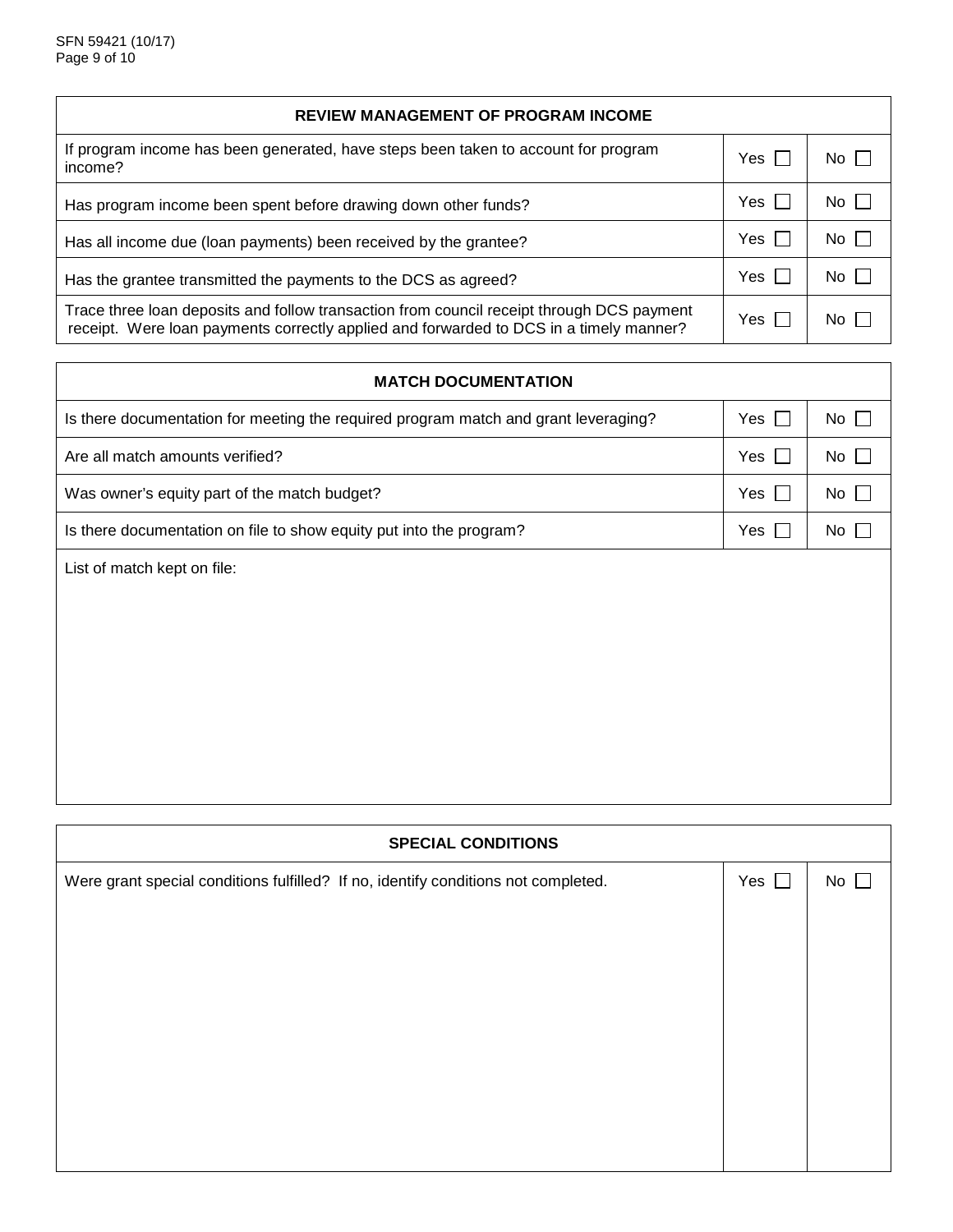| REVIEW MANAGEMENT OF PROGRAM INCOME | | |
|---|---|---|
| If program income has been generated, have steps been taken to account for program income? | Yes ☐ | No ☐ |
| Has program income been spent before drawing down other funds? | Yes ☐ | No ☐ |
| Has all income due (loan payments) been received by the grantee? | Yes ☐ | No ☐ |
| Has the grantee transmitted the payments to the DCS as agreed? | Yes ☐ | No ☐ |
| Trace three loan deposits and follow transaction from council receipt through DCS payment receipt. Were loan payments correctly applied and forwarded to DCS in a timely manner? | Yes ☐ | No ☐ |

| MATCH DOCUMENTATION | | |
|---|---|---|
| Is there documentation for meeting the required program match and grant leveraging? | Yes ☐ | No ☐ |
| Are all match amounts verified? | Yes ☐ | No ☐ |
| Was owner's equity part of the match budget? | Yes ☐ | No ☐ |
| Is there documentation on file to show equity put into the program? | Yes ☐ | No ☐ |
| List of match kept on file: | | |

| SPECIAL CONDITIONS | | |
|---|---|---|
| Were grant special conditions fulfilled? If no, identify conditions not completed. | Yes ☐ | No ☐ |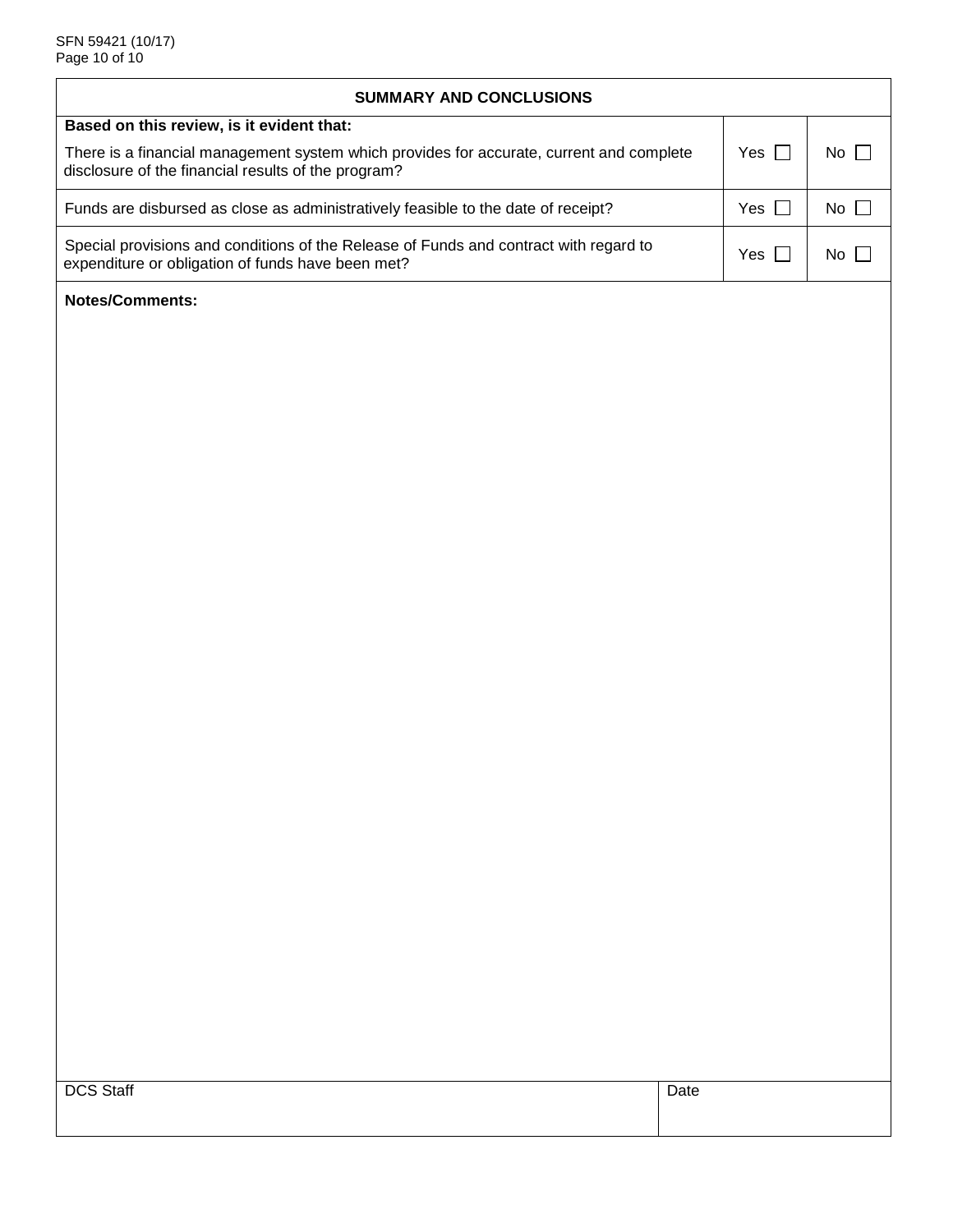## SUMMARY AND CONCLUSIONS

| Based on this review, is it evident that: | | |
|---|---|---|
| There is a financial management system which provides for accurate, current and complete disclosure of the financial results of the program? | Yes ☐ | No ☐ |
| Funds are disbursed as close as administratively feasible to the date of receipt? | Yes ☐ | No ☐ |
| Special provisions and conditions of the Release of Funds and contract with regard to expenditure or obligation of funds have been met? | Yes ☐ | No ☐ |

**Notes/Comments:**

| DCS Staff | Date |
|---|---|
| | |